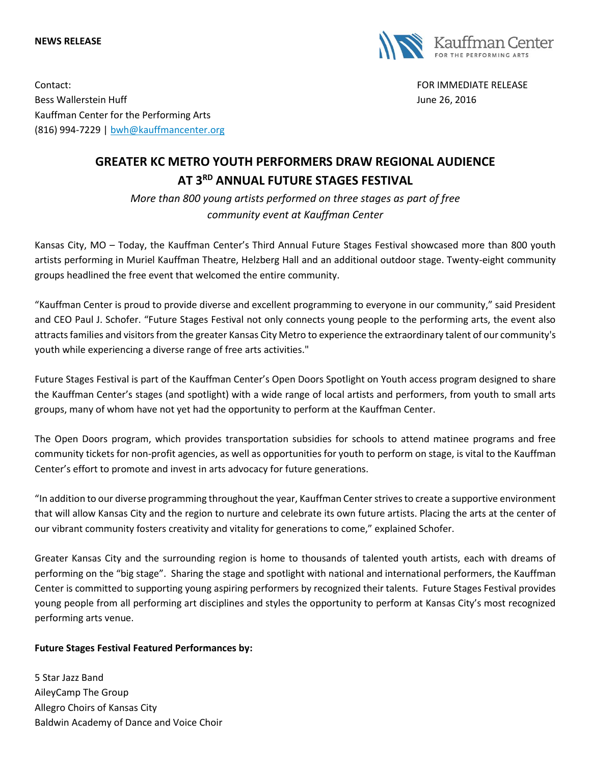**NEWS RELEASE**

Kauffman Center FOR THE PERFORMING ARTS

Contact:
Bess Wallerstein Huff
Kauffman Center for the Performing Arts
(816) 994-7229 | bwh@kauffmancenter.org

FOR IMMEDIATE RELEASE
June 26, 2016

# GREATER KC METRO YOUTH PERFORMERS DRAW REGIONAL AUDIENCE AT 3RD ANNUAL FUTURE STAGES FESTIVAL

*More than 800 young artists performed on three stages as part of free community event at Kauffman Center*

Kansas City, MO – Today, the Kauffman Center's Third Annual Future Stages Festival showcased more than 800 youth artists performing in Muriel Kauffman Theatre, Helzberg Hall and an additional outdoor stage. Twenty-eight community groups headlined the free event that welcomed the entire community.

"Kauffman Center is proud to provide diverse and excellent programming to everyone in our community," said President and CEO Paul J. Schofer. "Future Stages Festival not only connects young people to the performing arts, the event also attracts families and visitors from the greater Kansas City Metro to experience the extraordinary talent of our community's youth while experiencing a diverse range of free arts activities."

Future Stages Festival is part of the Kauffman Center's Open Doors Spotlight on Youth access program designed to share the Kauffman Center's stages (and spotlight) with a wide range of local artists and performers, from youth to small arts groups, many of whom have not yet had the opportunity to perform at the Kauffman Center.

The Open Doors program, which provides transportation subsidies for schools to attend matinee programs and free community tickets for non-profit agencies, as well as opportunities for youth to perform on stage, is vital to the Kauffman Center's effort to promote and invest in arts advocacy for future generations.

"In addition to our diverse programming throughout the year, Kauffman Center strives to create a supportive environment that will allow Kansas City and the region to nurture and celebrate its own future artists. Placing the arts at the center of our vibrant community fosters creativity and vitality for generations to come," explained Schofer.

Greater Kansas City and the surrounding region is home to thousands of talented youth artists, each with dreams of performing on the "big stage". Sharing the stage and spotlight with national and international performers, the Kauffman Center is committed to supporting young aspiring performers by recognized their talents. Future Stages Festival provides young people from all performing art disciplines and styles the opportunity to perform at Kansas City's most recognized performing arts venue.

**Future Stages Festival Featured Performances by:**

5 Star Jazz Band
AileyCamp The Group
Allegro Choirs of Kansas City
Baldwin Academy of Dance and Voice Choir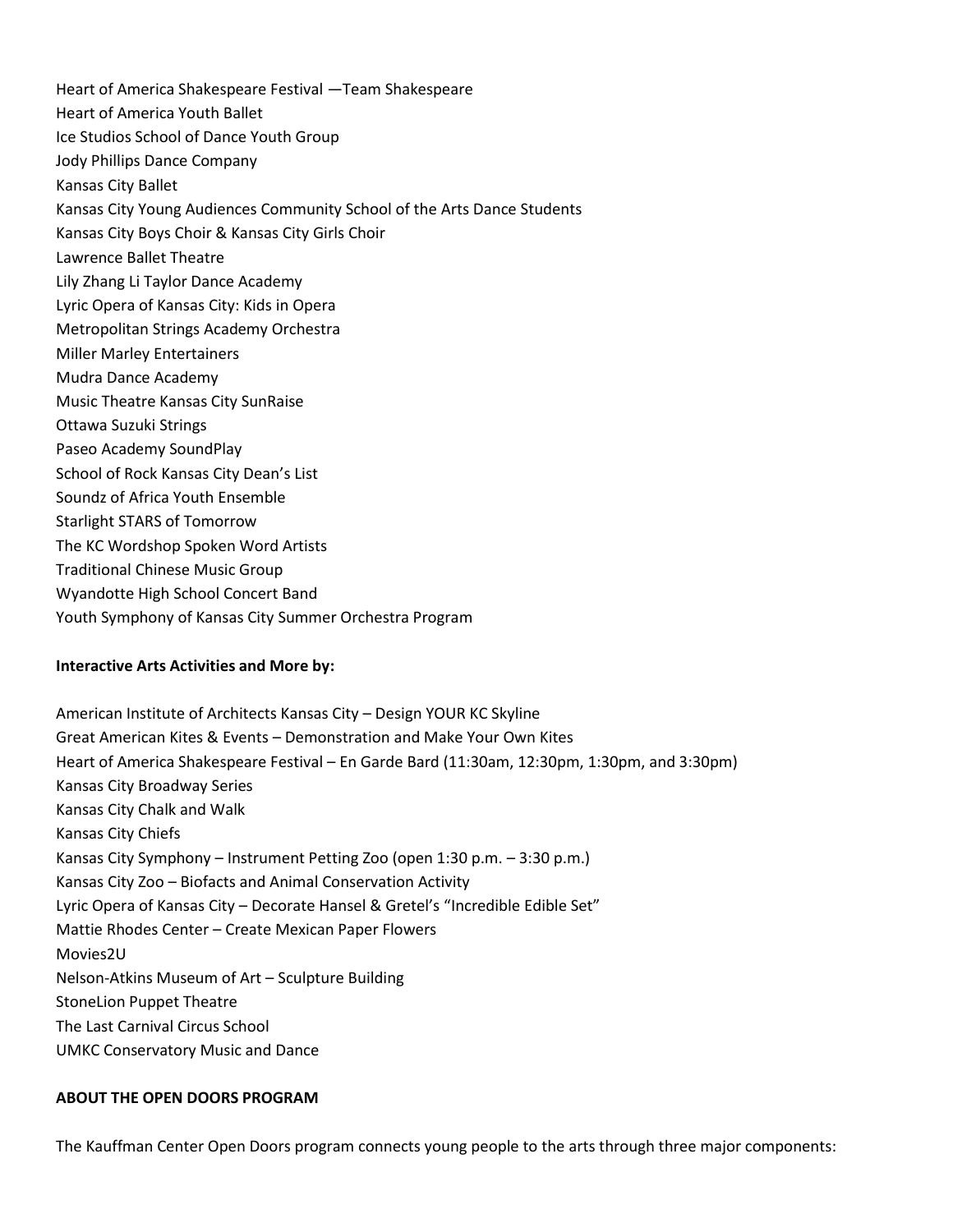Heart of America Shakespeare Festival —Team Shakespeare
Heart of America Youth Ballet
Ice Studios School of Dance Youth Group
Jody Phillips Dance Company
Kansas City Ballet
Kansas City Young Audiences Community School of the Arts Dance Students
Kansas City Boys Choir & Kansas City Girls Choir
Lawrence Ballet Theatre
Lily Zhang Li Taylor Dance Academy
Lyric Opera of Kansas City: Kids in Opera
Metropolitan Strings Academy Orchestra
Miller Marley Entertainers
Mudra Dance Academy
Music Theatre Kansas City SunRaise
Ottawa Suzuki Strings
Paseo Academy SoundPlay
School of Rock Kansas City Dean's List
Soundz of Africa Youth Ensemble
Starlight STARS of Tomorrow
The KC Wordshop Spoken Word Artists
Traditional Chinese Music Group
Wyandotte High School Concert Band
Youth Symphony of Kansas City Summer Orchestra Program

**Interactive Arts Activities and More by:**

American Institute of Architects Kansas City – Design YOUR KC Skyline
Great American Kites & Events – Demonstration and Make Your Own Kites
Heart of America Shakespeare Festival – En Garde Bard (11:30am, 12:30pm, 1:30pm, and 3:30pm)
Kansas City Broadway Series
Kansas City Chalk and Walk
Kansas City Chiefs
Kansas City Symphony – Instrument Petting Zoo (open 1:30 p.m. – 3:30 p.m.)
Kansas City Zoo – Biofacts and Animal Conservation Activity
Lyric Opera of Kansas City – Decorate Hansel & Gretel's "Incredible Edible Set"
Mattie Rhodes Center – Create Mexican Paper Flowers
Movies2U
Nelson-Atkins Museum of Art – Sculpture Building
StoneLion Puppet Theatre
The Last Carnival Circus School
UMKC Conservatory Music and Dance

**ABOUT THE OPEN DOORS PROGRAM**

The Kauffman Center Open Doors program connects young people to the arts through three major components: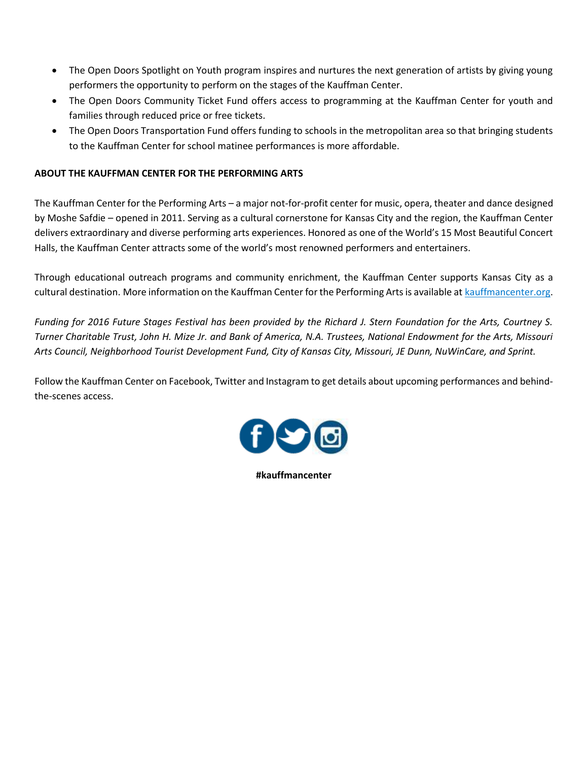- The Open Doors Spotlight on Youth program inspires and nurtures the next generation of artists by giving young performers the opportunity to perform on the stages of the Kauffman Center.
- The Open Doors Community Ticket Fund offers access to programming at the Kauffman Center for youth and families through reduced price or free tickets.
- The Open Doors Transportation Fund offers funding to schools in the metropolitan area so that bringing students to the Kauffman Center for school matinee performances is more affordable.

**ABOUT THE KAUFFMAN CENTER FOR THE PERFORMING ARTS**

The Kauffman Center for the Performing Arts – a major not-for-profit center for music, opera, theater and dance designed by Moshe Safdie – opened in 2011. Serving as a cultural cornerstone for Kansas City and the region, the Kauffman Center delivers extraordinary and diverse performing arts experiences. Honored as one of the World's 15 Most Beautiful Concert Halls, the Kauffman Center attracts some of the world's most renowned performers and entertainers.

Through educational outreach programs and community enrichment, the Kauffman Center supports Kansas City as a cultural destination. More information on the Kauffman Center for the Performing Arts is available at [kauffmancenter.org](kauffmancenter.org).

*Funding for 2016 Future Stages Festival has been provided by the Richard J. Stern Foundation for the Arts, Courtney S. Turner Charitable Trust, John H. Mize Jr. and Bank of America, N.A. Trustees, National Endowment for the Arts, Missouri Arts Council, Neighborhood Tourist Development Fund, City of Kansas City, Missouri, JE Dunn, NuWinCare, and Sprint.*

Follow the Kauffman Center on Facebook, Twitter and Instagram to get details about upcoming performances and behind-the-scenes access.

**#kauffmancenter**